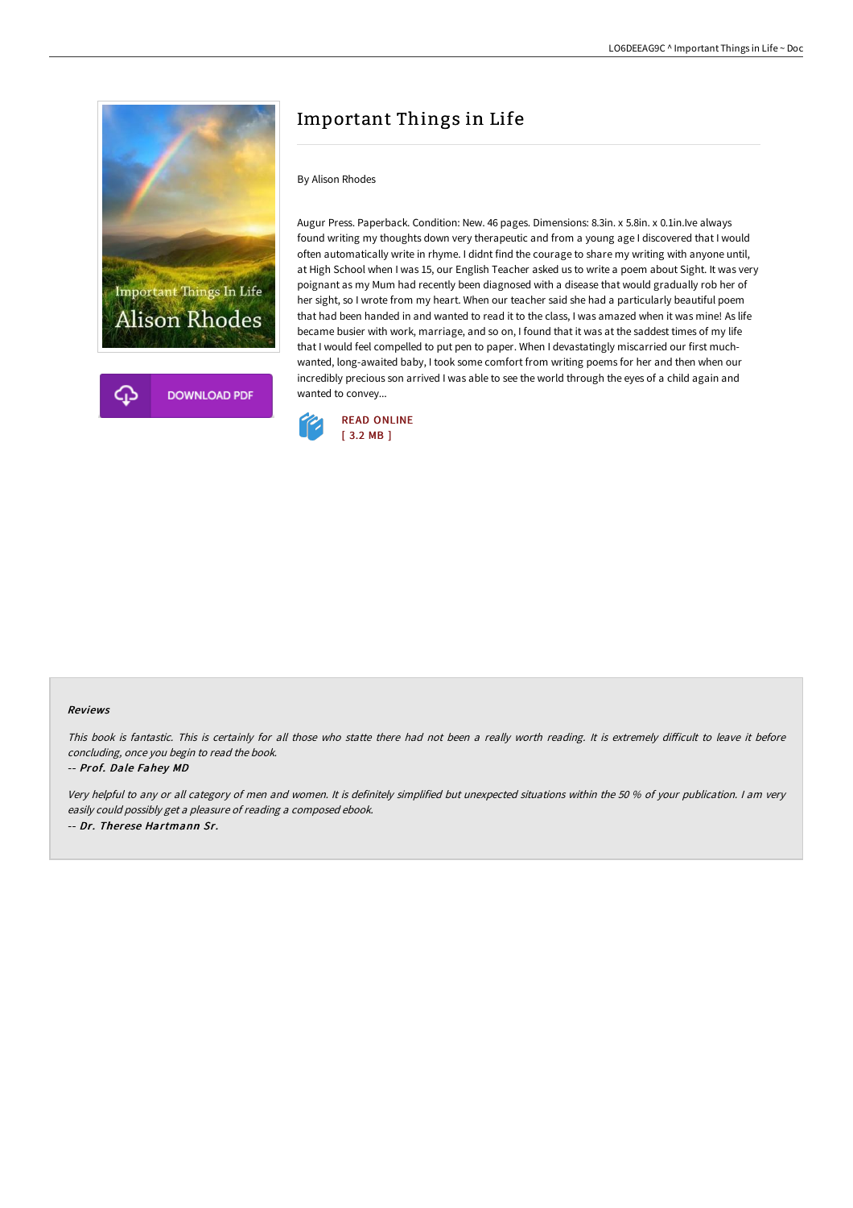# Important Things in Life

By Alison Rhodes

Augur Press. Paperback. Condition: New. 46 pages. Dimensions: 8.3in. x 5.8in. x 0.1in.Ive always found writing my thoughts down very therapeutic and from a young age I discovered that I would often automatically write in rhyme. I didnt find the courage to share my writing with anyone until, at High School when I was 15, our English Teacher asked us to write a poem about Sight. It was very poignant as my Mum had recently been diagnosed with a disease that would gradually rob her of her sight, so I wrote from my heart. When our teacher said she had a particularly beautiful poem that had been handed in and wanted to read it to the class, I was amazed when it was mine! As life became busier with work, marriage, and so on, I found that it was at the saddest times of my life that I would feel compelled to put pen to paper. When I devastatingly miscarried our first much-wanted, long-awaited baby, I took some comfort from writing poems for her and then when our incredibly precious son arrived I was able to see the world through the eyes of a child again and wanted to convey...

READ ONLINE
[ 3.2 MB ]

DOWNLOAD PDF

#### Reviews

*This book is fantastic. This is certainly for all those who statte there had not been a really worth reading. It is extremely difficult to leave it before concluding, once you begin to read the book.*

-- ***Prof. Dale Fahey MD***

*Very helpful to any or all category of men and women. It is definitely simplified but unexpected situations within the 50 % of your publication. I am very easily could possibly get a pleasure of reading a composed ebook.*

-- ***Dr. Therese Hartmann Sr.***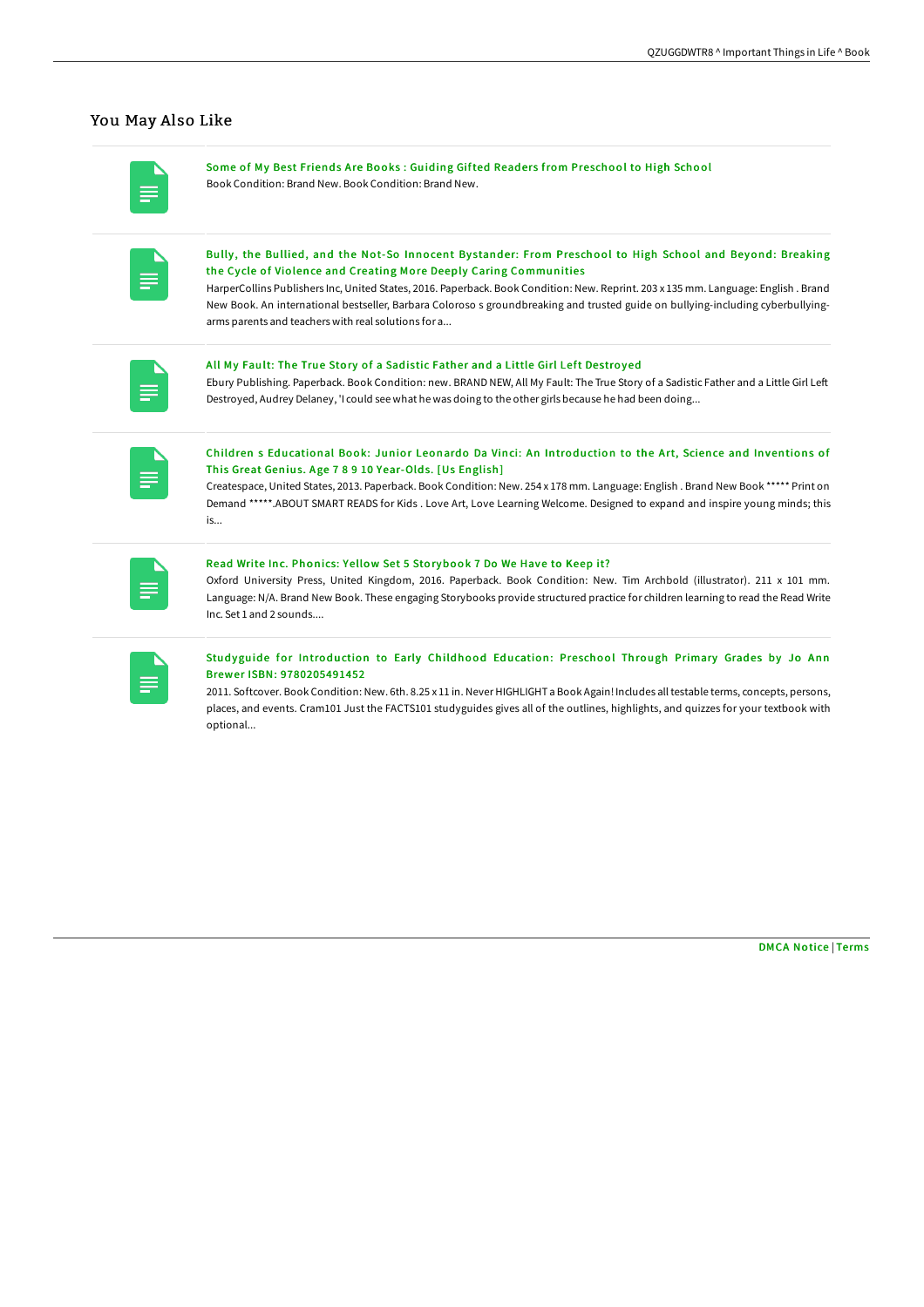## You May Also Like

**Some of My Best Friends Are Books : Guiding Gifted Readers from Preschool to High School**

Book Condition: Brand New. Book Condition: Brand New.

**Bully, the Bullied, and the Not-So Innocent Bystander: From Preschool to High School and Beyond: Breaking the Cycle of Violence and Creating More Deeply Caring Communities**

HarperCollins Publishers Inc, United States, 2016. Paperback. Book Condition: New. Reprint. 203 x 135 mm. Language: English . Brand New Book. An international bestseller, Barbara Coloroso s groundbreaking and trusted guide on bullying-including cyberbullying-arms parents and teachers with real solutions for a...

**All My Fault: The True Story of a Sadistic Father and a Little Girl Left Destroyed**

Ebury Publishing. Paperback. Book Condition: new. BRAND NEW, All My Fault: The True Story of a Sadistic Father and a Little Girl Left Destroyed, Audrey Delaney, 'I could see what he was doing to the other girls because he had been doing...

**Children s Educational Book: Junior Leonardo Da Vinci: An Introduction to the Art, Science and Inventions of This Great Genius. Age 7 8 9 10 Year-Olds. [Us English]**

Createspace, United States, 2013. Paperback. Book Condition: New. 254 x 178 mm. Language: English . Brand New Book ***** Print on Demand *****.ABOUT SMART READS for Kids . Love Art, Love Learning Welcome. Designed to expand and inspire young minds; this is...

**Read Write Inc. Phonics: Yellow Set 5 Storybook 7 Do We Have to Keep it?**

Oxford University Press, United Kingdom, 2016. Paperback. Book Condition: New. Tim Archbold (illustrator). 211 x 101 mm. Language: N/A. Brand New Book. These engaging Storybooks provide structured practice for children learning to read the Read Write Inc. Set 1 and 2 sounds....

**Studyguide for Introduction to Early Childhood Education: Preschool Through Primary Grades by Jo Ann Brewer ISBN: 9780205491452**

2011. Softcover. Book Condition: New. 6th. 8.25 x 11 in. Never HIGHLIGHT a Book Again! Includes all testable terms, concepts, persons, places, and events. Cram101 Just the FACTS101 studyguides gives all of the outlines, highlights, and quizzes for your textbook with optional...